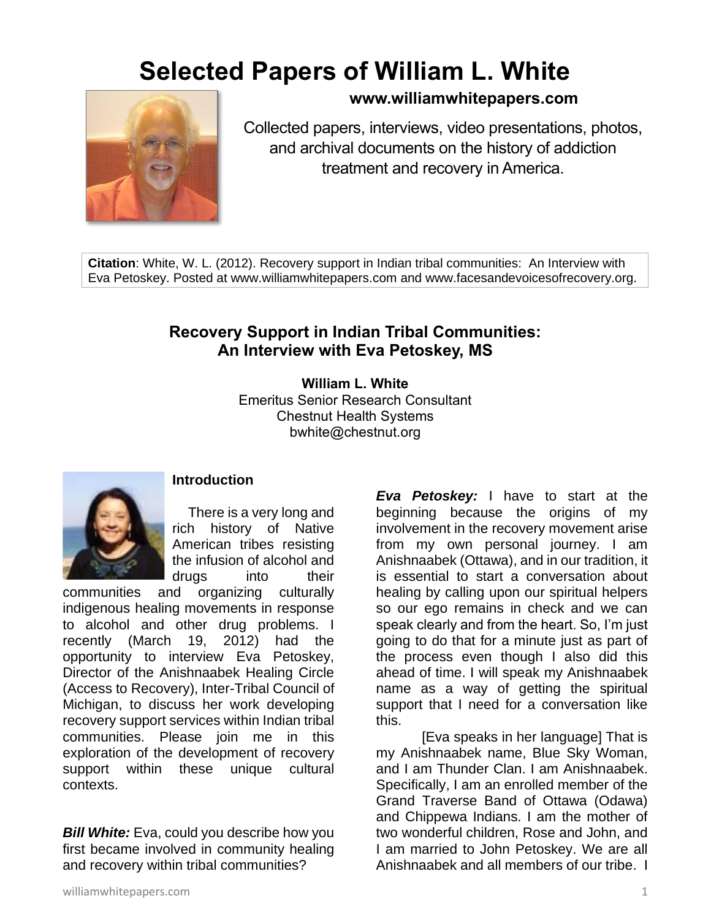# Selected Papers of William L. White

**www.williamwhitepapers.com**

Collected papers, interviews, video presentations, photos, and archival documents on the history of addiction treatment and recovery in America.

**Citation**: White, W. L. (2012). Recovery support in Indian tribal communities: An Interview with Eva Petoskey. Posted at www.williamwhitepapers.com and www.facesandevoicesofrecovery.org.

## Recovery Support in Indian Tribal Communities: An Interview with Eva Petoskey, MS

**William L. White**
Emeritus Senior Research Consultant
Chestnut Health Systems
bwhite@chestnut.org

### Introduction

There is a very long and rich history of Native American tribes resisting the infusion of alcohol and drugs into their communities and organizing culturally indigenous healing movements in response to alcohol and other drug problems. I recently (March 19, 2012) had the opportunity to interview Eva Petoskey, Director of the Anishnaabek Healing Circle (Access to Recovery), Inter-Tribal Council of Michigan, to discuss her work developing recovery support services within Indian tribal communities. Please join me in this exploration of the development of recovery support within these unique cultural contexts.

***Bill White:*** Eva, could you describe how you first became involved in community healing and recovery within tribal communities?

***Eva Petoskey:*** I have to start at the beginning because the origins of my involvement in the recovery movement arise from my own personal journey. I am Anishnaabek (Ottawa), and in our tradition, it is essential to start a conversation about healing by calling upon our spiritual helpers so our ego remains in check and we can speak clearly and from the heart. So, I'm just going to do that for a minute just as part of the process even though I also did this ahead of time. I will speak my Anishnaabek name as a way of getting the spiritual support that I need for a conversation like this.

[Eva speaks in her language] That is my Anishnaabek name, Blue Sky Woman, and I am Thunder Clan. I am Anishnaabek. Specifically, I am an enrolled member of the Grand Traverse Band of Ottawa (Odawa) and Chippewa Indians. I am the mother of two wonderful children, Rose and John, and I am married to John Petoskey. We are all Anishnaabek and all members of our tribe. I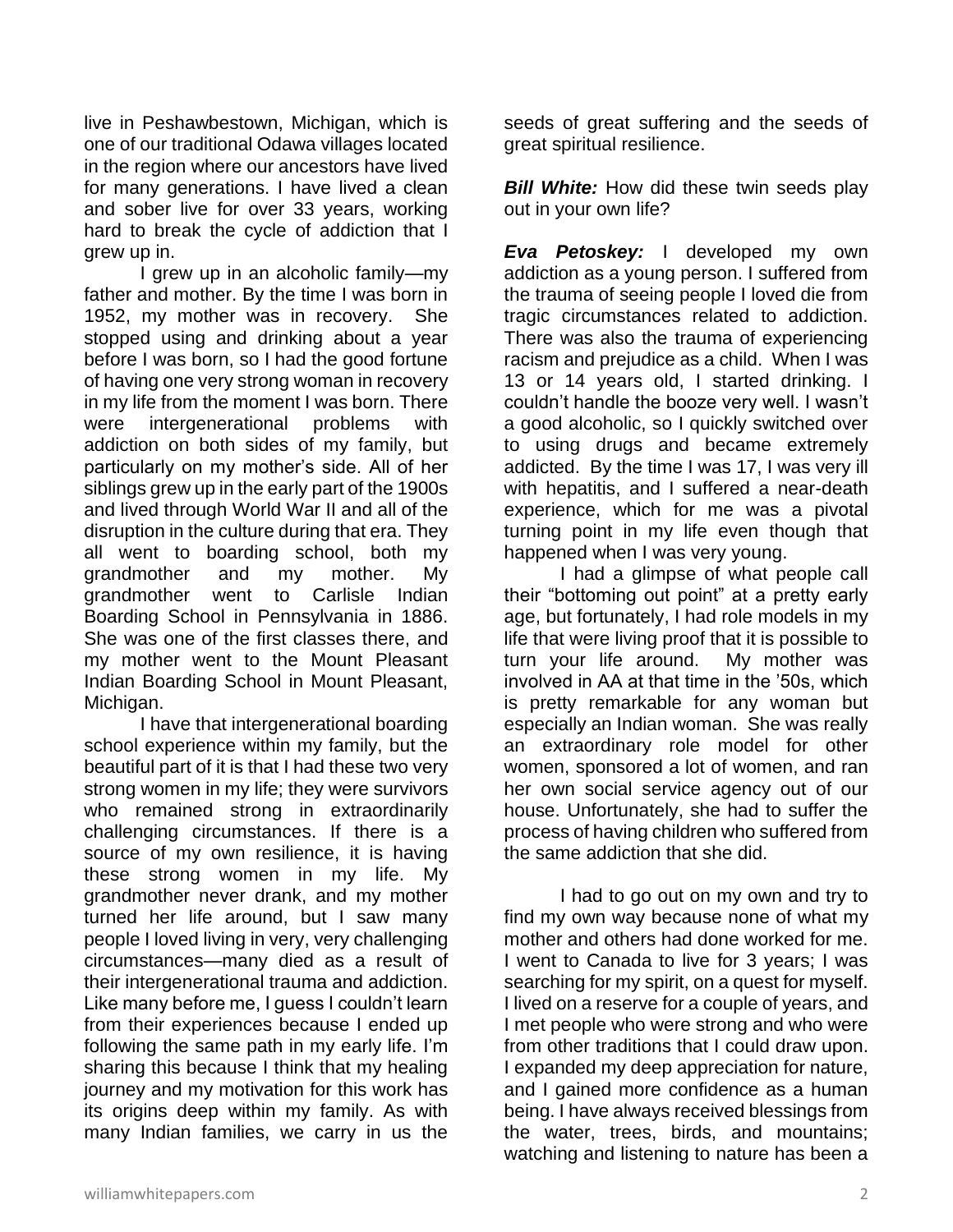live in Peshawbestown, Michigan, which is one of our traditional Odawa villages located in the region where our ancestors have lived for many generations. I have lived a clean and sober live for over 33 years, working hard to break the cycle of addiction that I grew up in.

I grew up in an alcoholic family—my father and mother. By the time I was born in 1952, my mother was in recovery. She stopped using and drinking about a year before I was born, so I had the good fortune of having one very strong woman in recovery in my life from the moment I was born. There were intergenerational problems with addiction on both sides of my family, but particularly on my mother's side. All of her siblings grew up in the early part of the 1900s and lived through World War II and all of the disruption in the culture during that era. They all went to boarding school, both my grandmother and my mother. My grandmother went to Carlisle Indian Boarding School in Pennsylvania in 1886. She was one of the first classes there, and my mother went to the Mount Pleasant Indian Boarding School in Mount Pleasant, Michigan.

I have that intergenerational boarding school experience within my family, but the beautiful part of it is that I had these two very strong women in my life; they were survivors who remained strong in extraordinarily challenging circumstances. If there is a source of my own resilience, it is having these strong women in my life. My grandmother never drank, and my mother turned her life around, but I saw many people I loved living in very, very challenging circumstances—many died as a result of their intergenerational trauma and addiction. Like many before me, I guess I couldn't learn from their experiences because I ended up following the same path in my early life. I'm sharing this because I think that my healing journey and my motivation for this work has its origins deep within my family. As with many Indian families, we carry in us the seeds of great suffering and the seeds of great spiritual resilience.

***Bill White:*** How did these twin seeds play out in your own life?

***Eva Petoskey:*** I developed my own addiction as a young person. I suffered from the trauma of seeing people I loved die from tragic circumstances related to addiction. There was also the trauma of experiencing racism and prejudice as a child. When I was 13 or 14 years old, I started drinking. I couldn't handle the booze very well. I wasn't a good alcoholic, so I quickly switched over to using drugs and became extremely addicted. By the time I was 17, I was very ill with hepatitis, and I suffered a near-death experience, which for me was a pivotal turning point in my life even though that happened when I was very young.

I had a glimpse of what people call their "bottoming out point" at a pretty early age, but fortunately, I had role models in my life that were living proof that it is possible to turn your life around. My mother was involved in AA at that time in the '50s, which is pretty remarkable for any woman but especially an Indian woman. She was really an extraordinary role model for other women, sponsored a lot of women, and ran her own social service agency out of our house. Unfortunately, she had to suffer the process of having children who suffered from the same addiction that she did.

I had to go out on my own and try to find my own way because none of what my mother and others had done worked for me. I went to Canada to live for 3 years; I was searching for my spirit, on a quest for myself. I lived on a reserve for a couple of years, and I met people who were strong and who were from other traditions that I could draw upon. I expanded my deep appreciation for nature, and I gained more confidence as a human being. I have always received blessings from the water, trees, birds, and mountains; watching and listening to nature has been a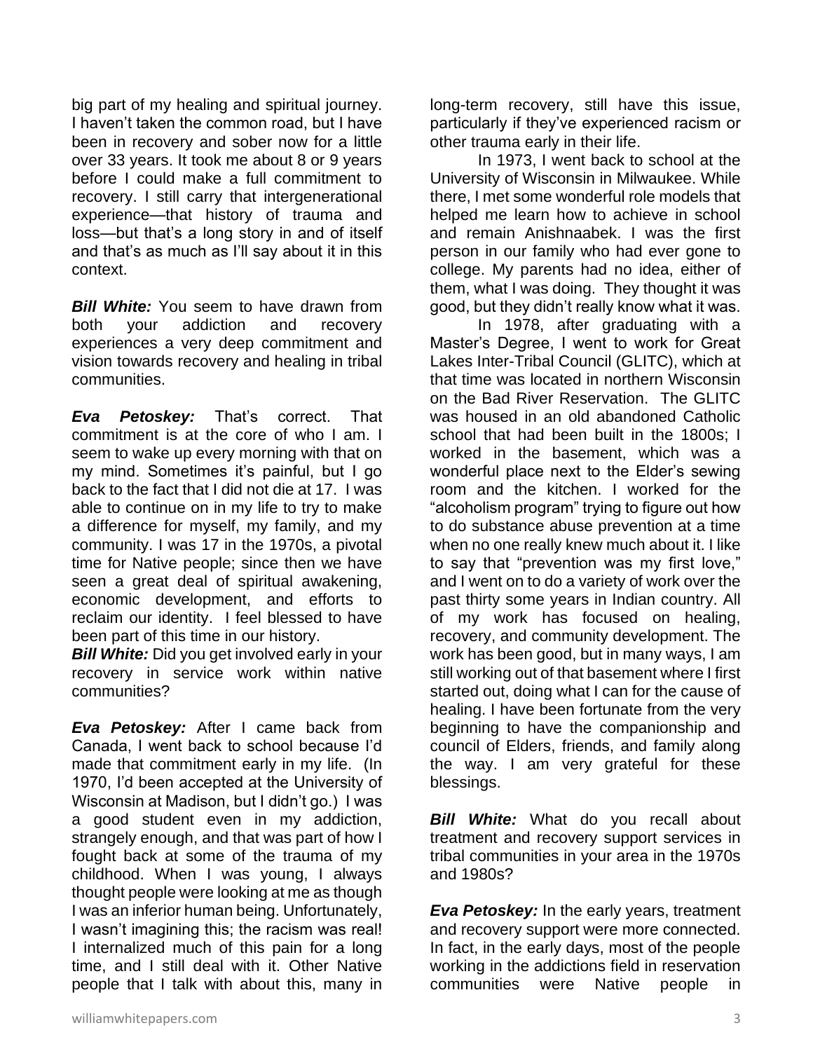big part of my healing and spiritual journey. I haven't taken the common road, but I have been in recovery and sober now for a little over 33 years. It took me about 8 or 9 years before I could make a full commitment to recovery. I still carry that intergenerational experience—that history of trauma and loss—but that's a long story in and of itself and that's as much as I'll say about it in this context.

***Bill White:*** You seem to have drawn from both your addiction and recovery experiences a very deep commitment and vision towards recovery and healing in tribal communities.

***Eva Petoskey:*** That's correct. That commitment is at the core of who I am. I seem to wake up every morning with that on my mind. Sometimes it's painful, but I go back to the fact that I did not die at 17. I was able to continue on in my life to try to make a difference for myself, my family, and my community. I was 17 in the 1970s, a pivotal time for Native people; since then we have seen a great deal of spiritual awakening, economic development, and efforts to reclaim our identity. I feel blessed to have been part of this time in our history.

***Bill White:*** Did you get involved early in your recovery in service work within native communities?

***Eva Petoskey:*** After I came back from Canada, I went back to school because I'd made that commitment early in my life. (In 1970, I'd been accepted at the University of Wisconsin at Madison, but I didn't go.) I was a good student even in my addiction, strangely enough, and that was part of how I fought back at some of the trauma of my childhood. When I was young, I always thought people were looking at me as though I was an inferior human being. Unfortunately, I wasn't imagining this; the racism was real! I internalized much of this pain for a long time, and I still deal with it. Other Native people that I talk with about this, many in long-term recovery, still have this issue, particularly if they've experienced racism or other trauma early in their life.

In 1973, I went back to school at the University of Wisconsin in Milwaukee. While there, I met some wonderful role models that helped me learn how to achieve in school and remain Anishnaabek. I was the first person in our family who had ever gone to college. My parents had no idea, either of them, what I was doing. They thought it was good, but they didn't really know what it was.

In 1978, after graduating with a Master's Degree, I went to work for Great Lakes Inter-Tribal Council (GLITC), which at that time was located in northern Wisconsin on the Bad River Reservation. The GLITC was housed in an old abandoned Catholic school that had been built in the 1800s; I worked in the basement, which was a wonderful place next to the Elder's sewing room and the kitchen. I worked for the "alcoholism program" trying to figure out how to do substance abuse prevention at a time when no one really knew much about it. I like to say that "prevention was my first love," and I went on to do a variety of work over the past thirty some years in Indian country. All of my work has focused on healing, recovery, and community development. The work has been good, but in many ways, I am still working out of that basement where I first started out, doing what I can for the cause of healing. I have been fortunate from the very beginning to have the companionship and council of Elders, friends, and family along the way. I am very grateful for these blessings.

***Bill White:*** What do you recall about treatment and recovery support services in tribal communities in your area in the 1970s and 1980s?

***Eva Petoskey:*** In the early years, treatment and recovery support were more connected. In fact, in the early days, most of the people working in the addictions field in reservation communities were Native people in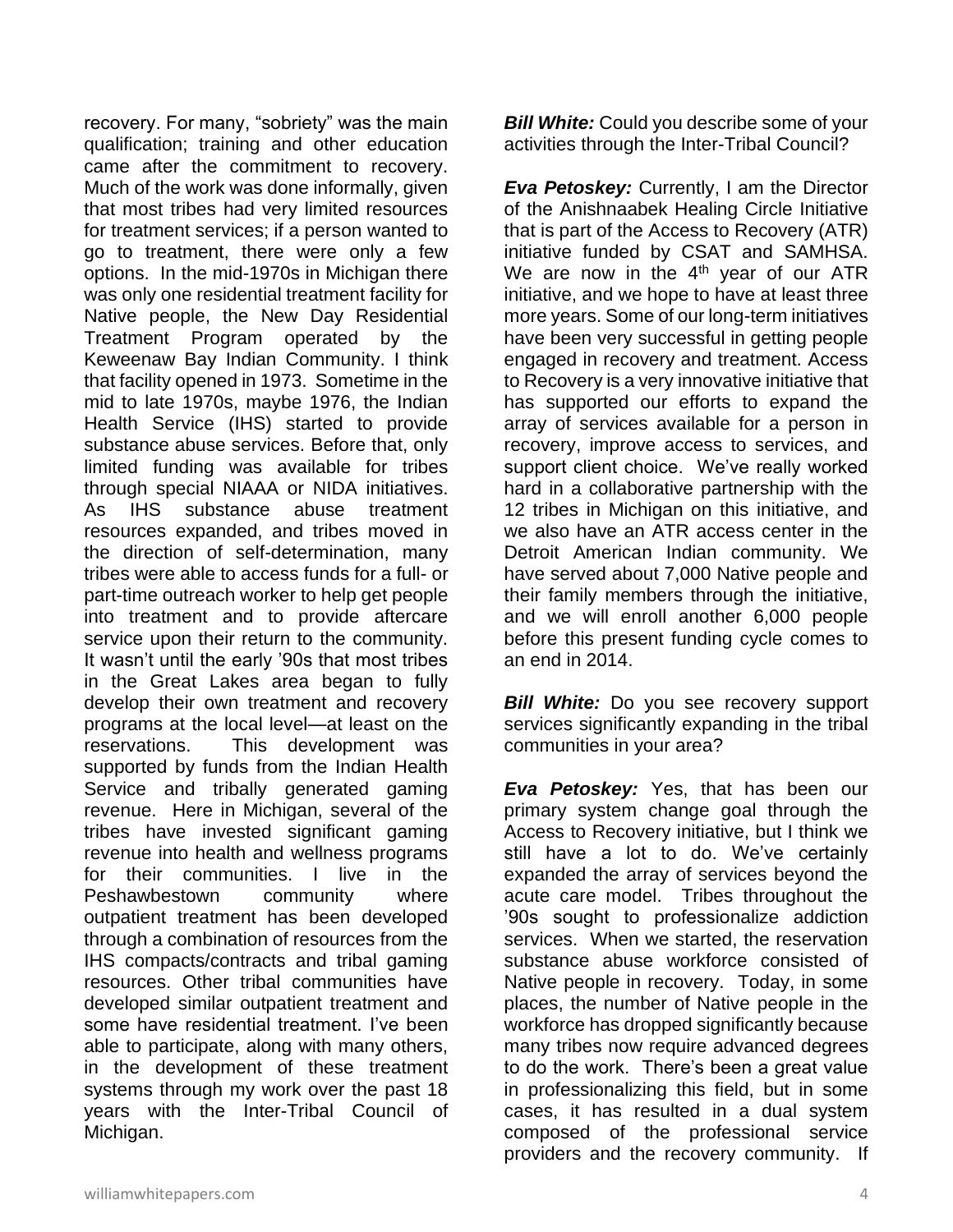recovery. For many, "sobriety" was the main qualification; training and other education came after the commitment to recovery. Much of the work was done informally, given that most tribes had very limited resources for treatment services; if a person wanted to go to treatment, there were only a few options. In the mid-1970s in Michigan there was only one residential treatment facility for Native people, the New Day Residential Treatment Program operated by the Keweenaw Bay Indian Community. I think that facility opened in 1973. Sometime in the mid to late 1970s, maybe 1976, the Indian Health Service (IHS) started to provide substance abuse services. Before that, only limited funding was available for tribes through special NIAAA or NIDA initiatives. As IHS substance abuse treatment resources expanded, and tribes moved in the direction of self-determination, many tribes were able to access funds for a full- or part-time outreach worker to help get people into treatment and to provide aftercare service upon their return to the community. It wasn't until the early '90s that most tribes in the Great Lakes area began to fully develop their own treatment and recovery programs at the local level—at least on the reservations. This development was supported by funds from the Indian Health Service and tribally generated gaming revenue. Here in Michigan, several of the tribes have invested significant gaming revenue into health and wellness programs for their communities. I live in the Peshawbestown community where outpatient treatment has been developed through a combination of resources from the IHS compacts/contracts and tribal gaming resources. Other tribal communities have developed similar outpatient treatment and some have residential treatment. I've been able to participate, along with many others, in the development of these treatment systems through my work over the past 18 years with the Inter-Tribal Council of Michigan.

***Bill White:*** Could you describe some of your activities through the Inter-Tribal Council?

***Eva Petoskey:*** Currently, I am the Director of the Anishnaabek Healing Circle Initiative that is part of the Access to Recovery (ATR) initiative funded by CSAT and SAMHSA. We are now in the 4th year of our ATR initiative, and we hope to have at least three more years. Some of our long-term initiatives have been very successful in getting people engaged in recovery and treatment. Access to Recovery is a very innovative initiative that has supported our efforts to expand the array of services available for a person in recovery, improve access to services, and support client choice. We've really worked hard in a collaborative partnership with the 12 tribes in Michigan on this initiative, and we also have an ATR access center in the Detroit American Indian community. We have served about 7,000 Native people and their family members through the initiative, and we will enroll another 6,000 people before this present funding cycle comes to an end in 2014.

***Bill White:*** Do you see recovery support services significantly expanding in the tribal communities in your area?

***Eva Petoskey:*** Yes, that has been our primary system change goal through the Access to Recovery initiative, but I think we still have a lot to do. We've certainly expanded the array of services beyond the acute care model. Tribes throughout the '90s sought to professionalize addiction services. When we started, the reservation substance abuse workforce consisted of Native people in recovery. Today, in some places, the number of Native people in the workforce has dropped significantly because many tribes now require advanced degrees to do the work. There's been a great value in professionalizing this field, but in some cases, it has resulted in a dual system composed of the professional service providers and the recovery community. If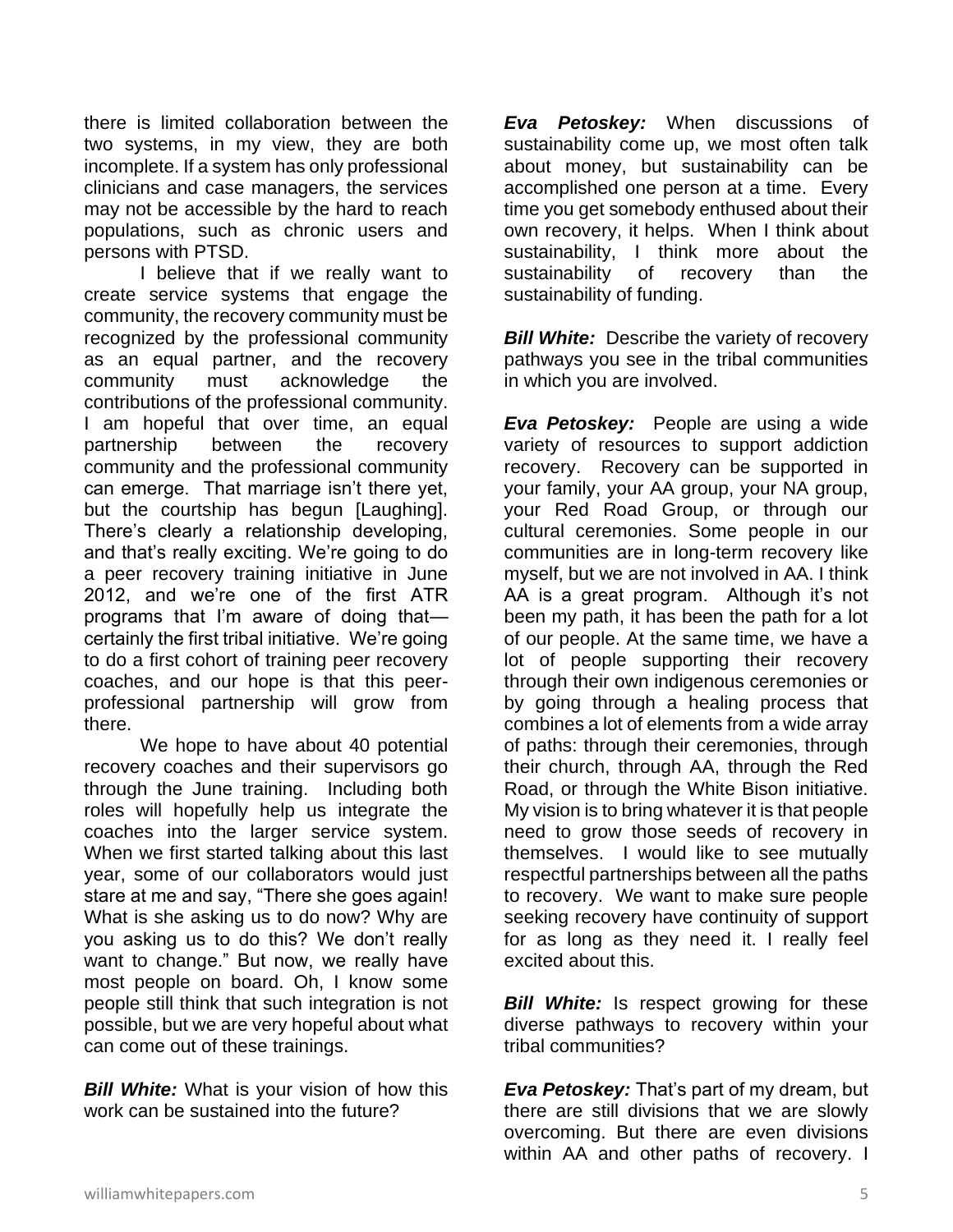there is limited collaboration between the two systems, in my view, they are both incomplete. If a system has only professional clinicians and case managers, the services may not be accessible by the hard to reach populations, such as chronic users and persons with PTSD.

I believe that if we really want to create service systems that engage the community, the recovery community must be recognized by the professional community as an equal partner, and the recovery community must acknowledge the contributions of the professional community. I am hopeful that over time, an equal partnership between the recovery community and the professional community can emerge. That marriage isn't there yet, but the courtship has begun [Laughing]. There's clearly a relationship developing, and that's really exciting. We're going to do a peer recovery training initiative in June 2012, and we're one of the first ATR programs that I'm aware of doing that—certainly the first tribal initiative. We're going to do a first cohort of training peer recovery coaches, and our hope is that this peer-professional partnership will grow from there.

We hope to have about 40 potential recovery coaches and their supervisors go through the June training. Including both roles will hopefully help us integrate the coaches into the larger service system. When we first started talking about this last year, some of our collaborators would just stare at me and say, "There she goes again! What is she asking us to do now? Why are you asking us to do this? We don't really want to change." But now, we really have most people on board. Oh, I know some people still think that such integration is not possible, but we are very hopeful about what can come out of these trainings.

***Bill White:*** What is your vision of how this work can be sustained into the future?

***Eva Petoskey:*** When discussions of sustainability come up, we most often talk about money, but sustainability can be accomplished one person at a time. Every time you get somebody enthused about their own recovery, it helps. When I think about sustainability, I think more about the sustainability of recovery than the sustainability of funding.

***Bill White:*** Describe the variety of recovery pathways you see in the tribal communities in which you are involved.

***Eva Petoskey:*** People are using a wide variety of resources to support addiction recovery. Recovery can be supported in your family, your AA group, your NA group, your Red Road Group, or through our cultural ceremonies. Some people in our communities are in long-term recovery like myself, but we are not involved in AA. I think AA is a great program. Although it's not been my path, it has been the path for a lot of our people. At the same time, we have a lot of people supporting their recovery through their own indigenous ceremonies or by going through a healing process that combines a lot of elements from a wide array of paths: through their ceremonies, through their church, through AA, through the Red Road, or through the White Bison initiative. My vision is to bring whatever it is that people need to grow those seeds of recovery in themselves. I would like to see mutually respectful partnerships between all the paths to recovery. We want to make sure people seeking recovery have continuity of support for as long as they need it. I really feel excited about this.

***Bill White:*** Is respect growing for these diverse pathways to recovery within your tribal communities?

***Eva Petoskey:*** That's part of my dream, but there are still divisions that we are slowly overcoming. But there are even divisions within AA and other paths of recovery. I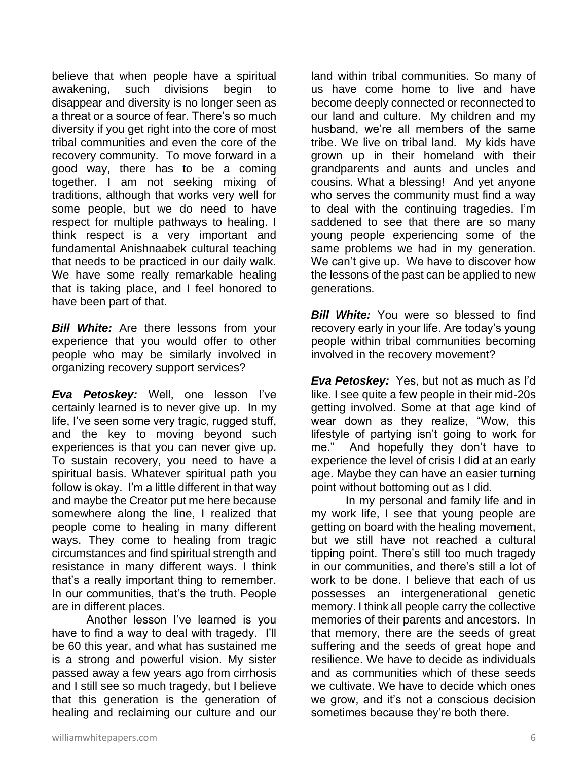believe that when people have a spiritual awakening, such divisions begin to disappear and diversity is no longer seen as a threat or a source of fear. There's so much diversity if you get right into the core of most tribal communities and even the core of the recovery community. To move forward in a good way, there has to be a coming together. I am not seeking mixing of traditions, although that works very well for some people, but we do need to have respect for multiple pathways to healing. I think respect is a very important and fundamental Anishnaabek cultural teaching that needs to be practiced in our daily walk. We have some really remarkable healing that is taking place, and I feel honored to have been part of that.

***Bill White:*** Are there lessons from your experience that you would offer to other people who may be similarly involved in organizing recovery support services?

***Eva Petoskey:*** Well, one lesson I've certainly learned is to never give up. In my life, I've seen some very tragic, rugged stuff, and the key to moving beyond such experiences is that you can never give up. To sustain recovery, you need to have a spiritual basis. Whatever spiritual path you follow is okay. I'm a little different in that way and maybe the Creator put me here because somewhere along the line, I realized that people come to healing in many different ways. They come to healing from tragic circumstances and find spiritual strength and resistance in many different ways. I think that's a really important thing to remember. In our communities, that's the truth. People are in different places.

Another lesson I've learned is you have to find a way to deal with tragedy. I'll be 60 this year, and what has sustained me is a strong and powerful vision. My sister passed away a few years ago from cirrhosis and I still see so much tragedy, but I believe that this generation is the generation of healing and reclaiming our culture and our land within tribal communities. So many of us have come home to live and have become deeply connected or reconnected to our land and culture. My children and my husband, we're all members of the same tribe. We live on tribal land. My kids have grown up in their homeland with their grandparents and aunts and uncles and cousins. What a blessing! And yet anyone who serves the community must find a way to deal with the continuing tragedies. I'm saddened to see that there are so many young people experiencing some of the same problems we had in my generation. We can't give up. We have to discover how the lessons of the past can be applied to new generations.

***Bill White:*** You were so blessed to find recovery early in your life. Are today's young people within tribal communities becoming involved in the recovery movement?

***Eva Petoskey:*** Yes, but not as much as I'd like. I see quite a few people in their mid-20s getting involved. Some at that age kind of wear down as they realize, "Wow, this lifestyle of partying isn't going to work for me." And hopefully they don't have to experience the level of crisis I did at an early age. Maybe they can have an easier turning point without bottoming out as I did.

In my personal and family life and in my work life, I see that young people are getting on board with the healing movement, but we still have not reached a cultural tipping point. There's still too much tragedy in our communities, and there's still a lot of work to be done. I believe that each of us possesses an intergenerational genetic memory. I think all people carry the collective memories of their parents and ancestors. In that memory, there are the seeds of great suffering and the seeds of great hope and resilience. We have to decide as individuals and as communities which of these seeds we cultivate. We have to decide which ones we grow, and it's not a conscious decision sometimes because they're both there.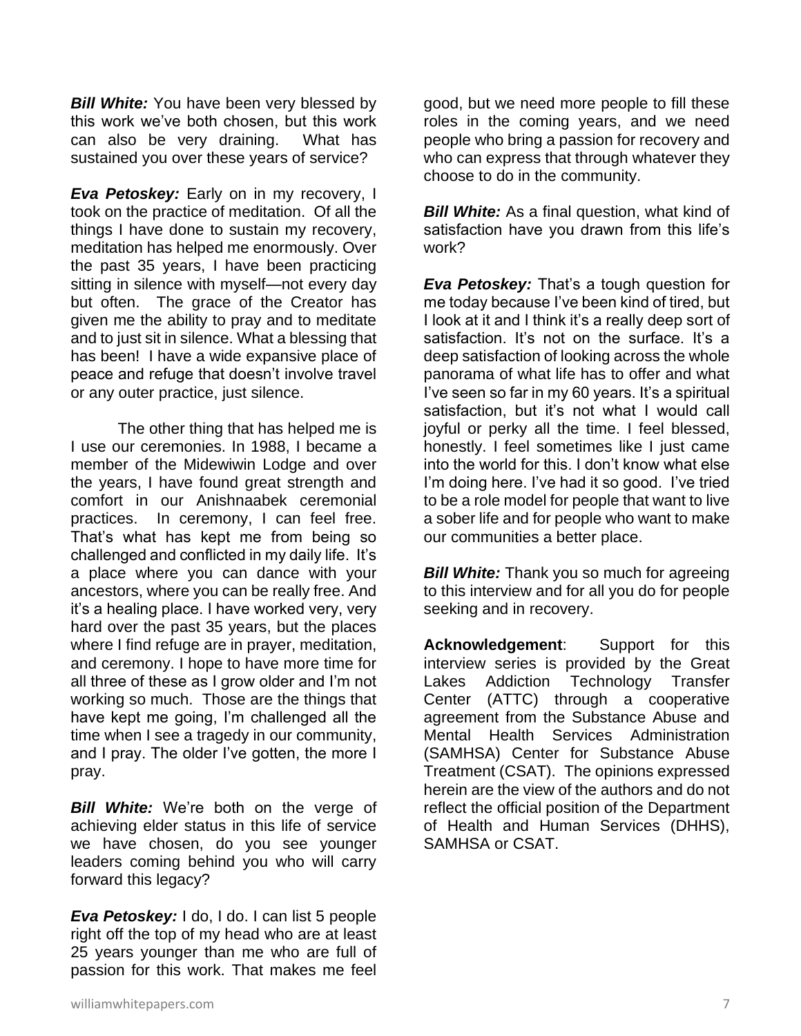***Bill White:*** You have been very blessed by this work we've both chosen, but this work can also be very draining. What has sustained you over these years of service?

***Eva Petoskey:*** Early on in my recovery, I took on the practice of meditation. Of all the things I have done to sustain my recovery, meditation has helped me enormously. Over the past 35 years, I have been practicing sitting in silence with myself—not every day but often. The grace of the Creator has given me the ability to pray and to meditate and to just sit in silence. What a blessing that has been! I have a wide expansive place of peace and refuge that doesn't involve travel or any outer practice, just silence.

The other thing that has helped me is I use our ceremonies. In 1988, I became a member of the Midewiwin Lodge and over the years, I have found great strength and comfort in our Anishnaabek ceremonial practices. In ceremony, I can feel free. That's what has kept me from being so challenged and conflicted in my daily life. It's a place where you can dance with your ancestors, where you can be really free. And it's a healing place. I have worked very, very hard over the past 35 years, but the places where I find refuge are in prayer, meditation, and ceremony. I hope to have more time for all three of these as I grow older and I'm not working so much. Those are the things that have kept me going, I'm challenged all the time when I see a tragedy in our community, and I pray. The older I've gotten, the more I pray.

***Bill White:*** We're both on the verge of achieving elder status in this life of service we have chosen, do you see younger leaders coming behind you who will carry forward this legacy?

***Eva Petoskey:*** I do, I do. I can list 5 people right off the top of my head who are at least 25 years younger than me who are full of passion for this work. That makes me feel good, but we need more people to fill these roles in the coming years, and we need people who bring a passion for recovery and who can express that through whatever they choose to do in the community.

***Bill White:*** As a final question, what kind of satisfaction have you drawn from this life's work?

***Eva Petoskey:*** That's a tough question for me today because I've been kind of tired, but I look at it and I think it's a really deep sort of satisfaction. It's not on the surface. It's a deep satisfaction of looking across the whole panorama of what life has to offer and what I've seen so far in my 60 years. It's a spiritual satisfaction, but it's not what I would call joyful or perky all the time. I feel blessed, honestly. I feel sometimes like I just came into the world for this. I don't know what else I'm doing here. I've had it so good. I've tried to be a role model for people that want to live a sober life and for people who want to make our communities a better place.

***Bill White:*** Thank you so much for agreeing to this interview and for all you do for people seeking and in recovery.

**Acknowledgement**: Support for this interview series is provided by the Great Lakes Addiction Technology Transfer Center (ATTC) through a cooperative agreement from the Substance Abuse and Mental Health Services Administration (SAMHSA) Center for Substance Abuse Treatment (CSAT). The opinions expressed herein are the view of the authors and do not reflect the official position of the Department of Health and Human Services (DHHS), SAMHSA or CSAT.